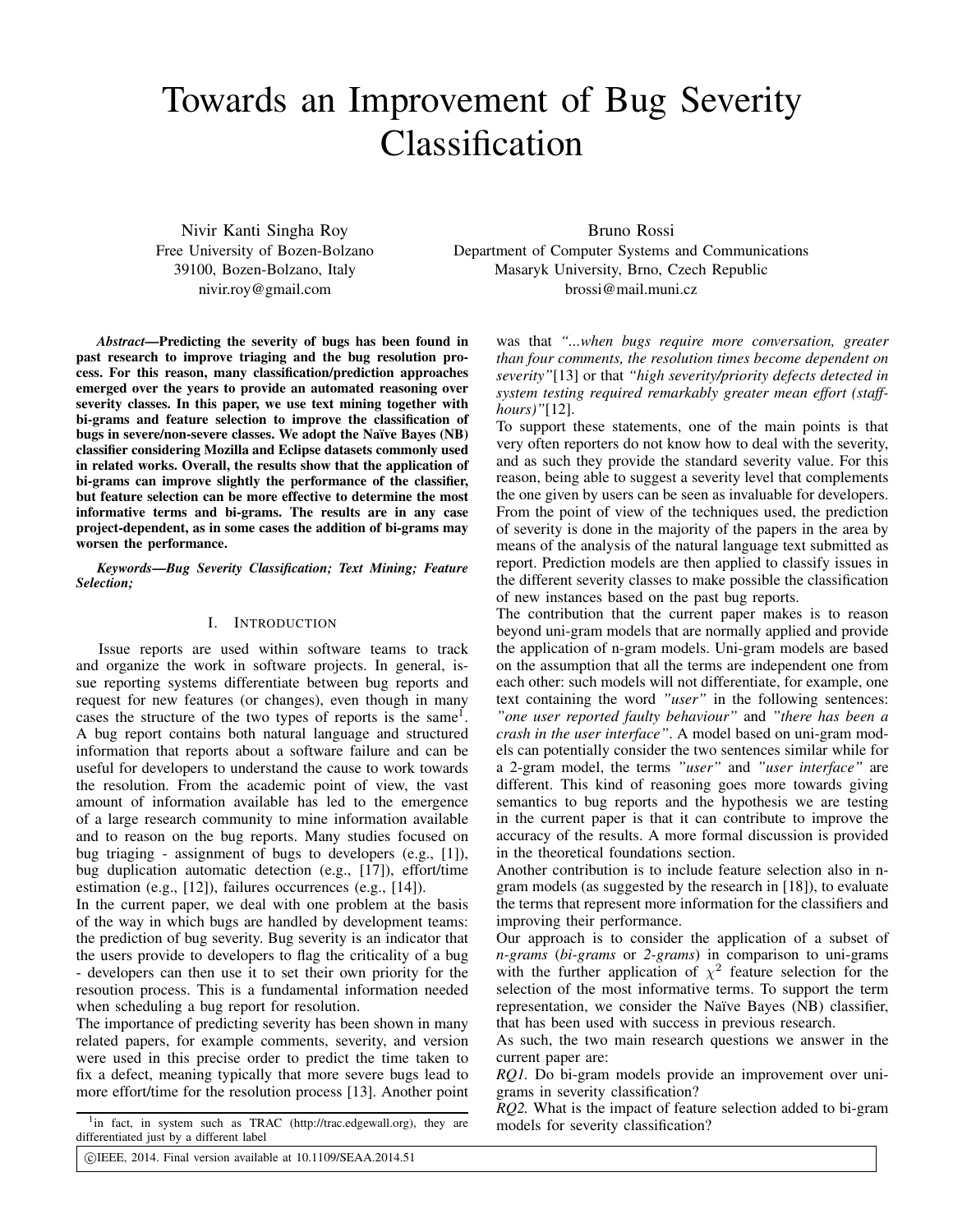# Towards an Improvement of Bug Severity Classification

Nivir Kanti Singha Roy
Free University of Bozen-Bolzano
39100, Bozen-Bolzano, Italy
nivir.roy@gmail.com

Bruno Rossi
Department of Computer Systems and Communications
Masaryk University, Brno, Czech Republic
brossi@mail.muni.cz

***Abstract*—Predicting the severity of bugs has been found in past research to improve triaging and the bug resolution process. For this reason, many classification/prediction approaches emerged over the years to provide an automated reasoning over severity classes. In this paper, we use text mining together with bi-grams and feature selection to improve the classification of bugs in severe/non-severe classes. We adopt the Naïve Bayes (NB) classifier considering Mozilla and Eclipse datasets commonly used in related works. Overall, the results show that the application of bi-grams can improve slightly the performance of the classifier, but feature selection can be more effective to determine the most informative terms and bi-grams. The results are in any case project-dependent, as in some cases the addition of bi-grams may worsen the performance.**

***Keywords*—Bug Severity Classification; Text Mining; Feature Selection;**

## I. Introduction

Issue reports are used within software teams to track and organize the work in software projects. In general, issue reporting systems differentiate between bug reports and request for new features (or changes), even though in many cases the structure of the two types of reports is the same[1]. A bug report contains both natural language and structured information that reports about a software failure and can be useful for developers to understand the cause to work towards the resolution. From the academic point of view, the vast amount of information available has led to the emergence of a large research community to mine information available and to reason on the bug reports. Many studies focused on bug triaging - assignment of bugs to developers (e.g., [1]), bug duplication automatic detection (e.g., [17]), effort/time estimation (e.g., [12]), failures occurrences (e.g., [14]).

In the current paper, we deal with one problem at the basis of the way in which bugs are handled by development teams: the prediction of bug severity. Bug severity is an indicator that the users provide to developers to flag the criticality of a bug - developers can then use it to set their own priority for the resoution process. This is a fundamental information needed when scheduling a bug report for resolution.

The importance of predicting severity has been shown in many related papers, for example comments, severity, and version were used in this precise order to predict the time taken to fix a defect, meaning typically that more severe bugs lead to more effort/time for the resolution process [13]. Another point was that *"...when bugs require more conversation, greater than four comments, the resolution times become dependent on severity"*[13] or that *"high severity/priority defects detected in system testing required remarkably greater mean effort (staff-hours)"*[12].

To support these statements, one of the main points is that very often reporters do not know how to deal with the severity, and as such they provide the standard severity value. For this reason, being able to suggest a severity level that complements the one given by users can be seen as invaluable for developers. From the point of view of the techniques used, the prediction of severity is done in the majority of the papers in the area by means of the analysis of the natural language text submitted as report. Prediction models are then applied to classify issues in the different severity classes to make possible the classification of new instances based on the past bug reports.

The contribution that the current paper makes is to reason beyond uni-gram models that are normally applied and provide the application of n-gram models. Uni-gram models are based on the assumption that all the terms are independent one from each other: such models will not differentiate, for example, one text containing the word *"user"* in the following sentences: *"one user reported faulty behaviour"* and *"there has been a crash in the user interface"*. A model based on uni-gram models can potentially consider the two sentences similar while for a 2-gram model, the terms *"user"* and *"user interface"* are different. This kind of reasoning goes more towards giving semantics to bug reports and the hypothesis we are testing in the current paper is that it can contribute to improve the accuracy of the results. A more formal discussion is provided in the theoretical foundations section.

Another contribution is to include feature selection also in n-gram models (as suggested by the research in [18]), to evaluate the terms that represent more information for the classifiers and improving their performance.

Our approach is to consider the application of a subset of *n-grams* (*bi-grams* or *2-grams*) in comparison to uni-grams with the further application of $\chi^2$ feature selection for the selection of the most informative terms. To support the term representation, we consider the Naïve Bayes (NB) classifier, that has been used with success in previous research.

As such, the two main research questions we answer in the current paper are:

*RQ1.* Do bi-gram models provide an improvement over uni-grams in severity classification?

*RQ2.* What is the impact of feature selection added to bi-gram models for severity classification?

[1]in fact, in system such as TRAC (http://trac.edgewall.org), they are differentiated just by a different label

©IEEE, 2014. Final version available at 10.1109/SEAA.2014.51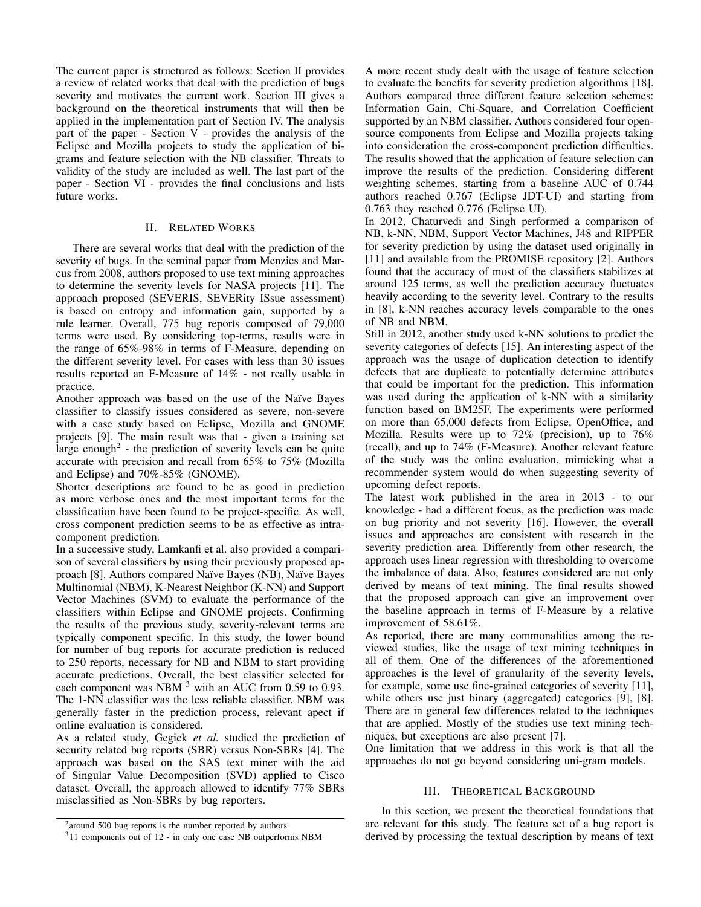The current paper is structured as follows: Section II provides a review of related works that deal with the prediction of bugs severity and motivates the current work. Section III gives a background on the theoretical instruments that will then be applied in the implementation part of Section IV. The analysis part of the paper - Section V - provides the analysis of the Eclipse and Mozilla projects to study the application of bi-grams and feature selection with the NB classifier. Threats to validity of the study are included as well. The last part of the paper - Section VI - provides the final conclusions and lists future works.

## II. Related Works

There are several works that deal with the prediction of the severity of bugs. In the seminal paper from Menzies and Marcus from 2008, authors proposed to use text mining approaches to determine the severity levels for NASA projects [11]. The approach proposed (SEVERIS, SEVERity ISsue assessment) is based on entropy and information gain, supported by a rule learner. Overall, 775 bug reports composed of 79,000 terms were used. By considering top-terms, results were in the range of 65%-98% in terms of F-Measure, depending on the different severity level. For cases with less than 30 issues results reported an F-Measure of 14% - not really usable in practice.

Another approach was based on the use of the Naïve Bayes classifier to classify issues considered as severe, non-severe with a case study based on Eclipse, Mozilla and GNOME projects [9]. The main result was that - given a training set large enough[2] - the prediction of severity levels can be quite accurate with precision and recall from 65% to 75% (Mozilla and Eclipse) and 70%-85% (GNOME).

Shorter descriptions are found to be as good in prediction as more verbose ones and the most important terms for the classification have been found to be project-specific. As well, cross component prediction seems to be as effective as intra-component prediction.

In a successive study, Lamkanfi et al. also provided a comparison of several classifiers by using their previously proposed approach [8]. Authors compared Naïve Bayes (NB), Naïve Bayes Multinomial (NBM), K-Nearest Neighbor (K-NN) and Support Vector Machines (SVM) to evaluate the performance of the classifiers within Eclipse and GNOME projects. Confirming the results of the previous study, severity-relevant terms are typically component specific. In this study, the lower bound for number of bug reports for accurate prediction is reduced to 250 reports, necessary for NB and NBM to start providing accurate predictions. Overall, the best classifier selected for each component was NBM [3] with an AUC from 0.59 to 0.93. The 1-NN classifier was the less reliable classifier. NBM was generally faster in the prediction process, relevant apect if online evaluation is considered.

As a related study, Gegick *et al.* studied the prediction of security related bug reports (SBR) versus Non-SBRs [4]. The approach was based on the SAS text miner with the aid of Singular Value Decomposition (SVD) applied to Cisco dataset. Overall, the approach allowed to identify 77% SBRs misclassified as Non-SBRs by bug reporters.

A more recent study dealt with the usage of feature selection to evaluate the benefits for severity prediction algorithms [18]. Authors compared three different feature selection schemes: Information Gain, Chi-Square, and Correlation Coefficient supported by an NBM classifier. Authors considered four open-source components from Eclipse and Mozilla projects taking into consideration the cross-component prediction difficulties. The results showed that the application of feature selection can improve the results of the prediction. Considering different weighting schemes, starting from a baseline AUC of 0.744 authors reached 0.767 (Eclipse JDT-UI) and starting from 0.763 they reached 0.776 (Eclipse UI).

In 2012, Chaturvedi and Singh performed a comparison of NB, k-NN, NBM, Support Vector Machines, J48 and RIPPER for severity prediction by using the dataset used originally in [11] and available from the PROMISE repository [2]. Authors found that the accuracy of most of the classifiers stabilizes at around 125 terms, as well the prediction accuracy fluctuates heavily according to the severity level. Contrary to the results in [8], k-NN reaches accuracy levels comparable to the ones of NB and NBM.

Still in 2012, another study used k-NN solutions to predict the severity categories of defects [15]. An interesting aspect of the approach was the usage of duplication detection to identify defects that are duplicate to potentially determine attributes that could be important for the prediction. This information was used during the application of k-NN with a similarity function based on BM25F. The experiments were performed on more than 65,000 defects from Eclipse, OpenOffice, and Mozilla. Results were up to 72% (precision), up to 76% (recall), and up to 74% (F-Measure). Another relevant feature of the study was the online evaluation, mimicking what a recommender system would do when suggesting severity of upcoming defect reports.

The latest work published in the area in 2013 - to our knowledge - had a different focus, as the prediction was made on bug priority and not severity [16]. However, the overall issues and approaches are consistent with research in the severity prediction area. Differently from other research, the approach uses linear regression with thresholding to overcome the imbalance of data. Also, features considered are not only derived by means of text mining. The final results showed that the proposed approach can give an improvement over the baseline approach in terms of F-Measure by a relative improvement of 58.61%.

As reported, there are many commonalities among the reviewed studies, like the usage of text mining techniques in all of them. One of the differences of the aforementioned approaches is the level of granularity of the severity levels, for example, some use fine-grained categories of severity [11], while others use just binary (aggregated) categories [9], [8]. There are in general few differences related to the techniques that are applied. Mostly of the studies use text mining techniques, but exceptions are also present [7].

One limitation that we address in this work is that all the approaches do not go beyond considering uni-gram models.

## III. Theoretical Background

In this section, we present the theoretical foundations that are relevant for this study. The feature set of a bug report is derived by processing the textual description by means of text

---

[2] around 500 bug reports is the number reported by authors

[3] 11 components out of 12 - in only one case NB outperforms NBM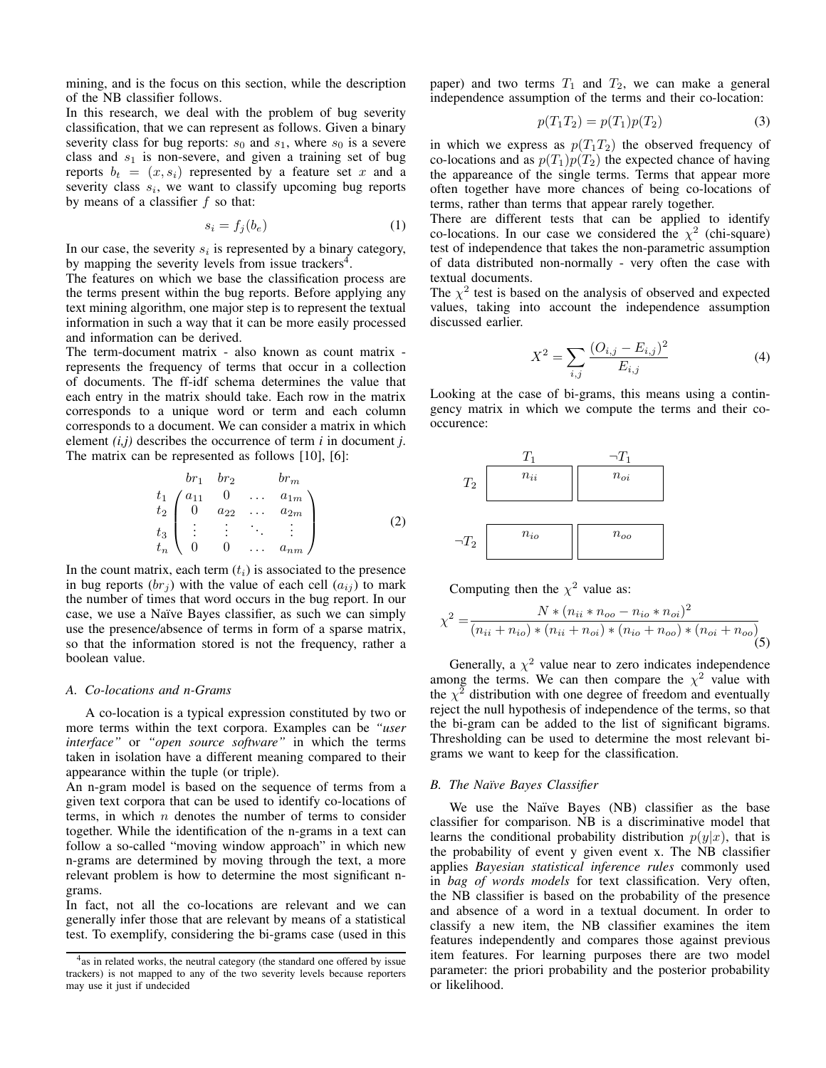mining, and is the focus on this section, while the description of the NB classifier follows.

In this research, we deal with the problem of bug severity classification, that we can represent as follows. Given a binary severity class for bug reports: $s_0$ and $s_1$, where $s_0$ is a severe class and $s_1$ is non-severe, and given a training set of bug reports $b_t = (x, s_i)$ represented by a feature set $x$ and a severity class $s_i$, we want to classify upcoming bug reports by means of a classifier $f$ so that:

$$s_i = f_j(b_e) \tag{1}$$

In our case, the severity $s_i$ is represented by a binary category, by mapping the severity levels from issue trackers[4].

The features on which we base the classification process are the terms present within the bug reports. Before applying any text mining algorithm, one major step is to represent the textual information in such a way that it can be more easily processed and information can be derived.

The term-document matrix - also known as count matrix - represents the frequency of terms that occur in a collection of documents. The ff-idf schema determines the value that each entry in the matrix should take. Each row in the matrix corresponds to a unique word or term and each column corresponds to a document. We can consider a matrix in which element *(i,j)* describes the occurrence of term *i* in document *j*. The matrix can be represented as follows [10], [6]:

$$\begin{array}{c} \\ t_1 \\ t_2 \\ t_3 \\ t_n \end{array} \begin{array}{c} \begin{array}{cccc} br_1 & br_2 & & br_m \end{array} \\ \begin{pmatrix} a_{11} & 0 & \dots & a_{1m} \\ 0 & a_{22} & \dots & a_{2m} \\ \vdots & \vdots & \ddots & \vdots \\ 0 & 0 & \dots & a_{nm} \end{pmatrix} \end{array} \tag{2}$$

In the count matrix, each term $(t_i)$ is associated to the presence in bug reports $(br_j)$ with the value of each cell $(a_{ij})$ to mark the number of times that word occurs in the bug report. In our case, we use a Naïve Bayes classifier, as such we can simply use the presence/absence of terms in form of a sparse matrix, so that the information stored is not the frequency, rather a boolean value.

### A. Co-locations and n-Grams

A co-location is a typical expression constituted by two or more terms within the text corpora. Examples can be *"user interface"* or *"open source software"* in which the terms taken in isolation have a different meaning compared to their appearance within the tuple (or triple).

An n-gram model is based on the sequence of terms from a given text corpora that can be used to identify co-locations of terms, in which $n$ denotes the number of terms to consider together. While the identification of the n-grams in a text can follow a so-called "moving window approach" in which new n-grams are determined by moving through the text, a more relevant problem is how to determine the most significant n-grams.

In fact, not all the co-locations are relevant and we can generally infer those that are relevant by means of a statistical test. To exemplify, considering the bi-grams case (used in this paper) and two terms $T_1$ and $T_2$, we can make a general independence assumption of the terms and their co-location:

$$p(T_1T_2) = p(T_1)p(T_2) \tag{3}$$

in which we express as $p(T_1T_2)$ the observed frequency of co-locations and as $p(T_1)p(T_2)$ the expected chance of having the appareance of the single terms. Terms that appear more often together have more chances of being co-locations of terms, rather than terms that appear rarely together.

There are different tests that can be applied to identify co-locations. In our case we considered the $\chi^2$ (chi-square) test of independence that takes the non-parametric assumption of data distributed non-normally - very often the case with textual documents.

The $\chi^2$ test is based on the analysis of observed and expected values, taking into account the independence assumption discussed earlier.

$$X^2 = \sum_{i,j} \frac{(O_{i,j} - E_{i,j})^2}{E_{i,j}} \tag{4}$$

Looking at the case of bi-grams, this means using a contingency matrix in which we compute the terms and their co-occurence:

| | $T_1$ | $\neg T_1$ |
|---|---|---|
| $T_2$ | $n_{ii}$ | $n_{oi}$ |
| $\neg T_2$ | $n_{io}$ | $n_{oo}$ |

Computing then the $\chi^2$ value as:

$$\chi^2 = \frac{N * (n_{ii} * n_{oo} - n_{io} * n_{oi})^2}{(n_{ii} + n_{io}) * (n_{ii} + n_{oi}) * (n_{io} + n_{oo}) * (n_{oi} + n_{oo})} \tag{5}$$

Generally, a $\chi^2$ value near to zero indicates independence among the terms. We can then compare the $\chi^2$ value with the $\chi^2$ distribution with one degree of freedom and eventually reject the null hypothesis of independence of the terms, so that the bi-gram can be added to the list of significant bigrams. Thresholding can be used to determine the most relevant bi-grams we want to keep for the classification.

### B. The Naïve Bayes Classifier

We use the Naïve Bayes (NB) classifier as the base classifier for comparison. NB is a discriminative model that learns the conditional probability distribution $p(y|x)$, that is the probability of event y given event x. The NB classifier applies *Bayesian statistical inference rules* commonly used in *bag of words models* for text classification. Very often, the NB classifier is based on the probability of the presence and absence of a word in a textual document. In order to classify a new item, the NB classifier examines the item features independently and compares those against previous item features. For learning purposes there are two model parameter: the priori probability and the posterior probability or likelihood.

---

[4] as in related works, the neutral category (the standard one offered by issue trackers) is not mapped to any of the two severity levels because reporters may use it just if undecided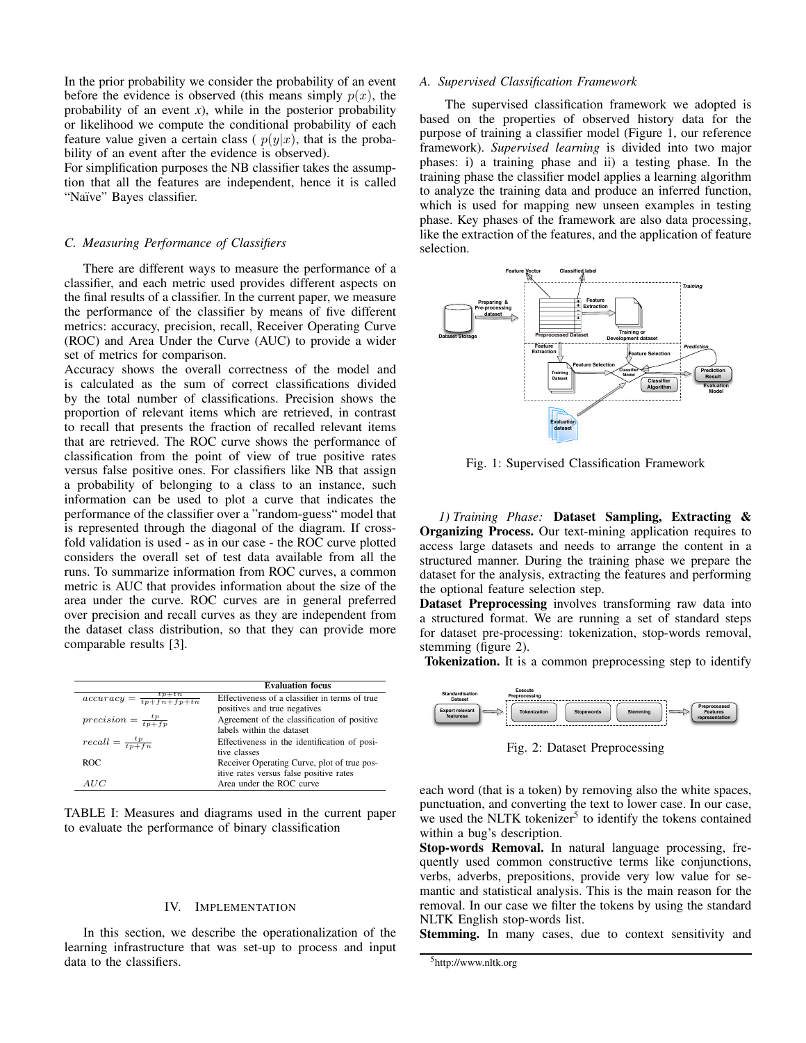In the prior probability we consider the probability of an event before the evidence is observed (this means simply $p(x)$, the probability of an event $x$), while in the posterior probability or likelihood we compute the conditional probability of each feature value given a certain class ( $p(y|x)$, that is the probability of an event after the evidence is observed).
For simplification purposes the NB classifier takes the assumption that all the features are independent, hence it is called "Naïve" Bayes classifier.

### C. Measuring Performance of Classifiers

There are different ways to measure the performance of a classifier, and each metric used provides different aspects on the final results of a classifier. In the current paper, we measure the performance of the classifier by means of five different metrics: accuracy, precision, recall, Receiver Operating Curve (ROC) and Area Under the Curve (AUC) to provide a wider set of metrics for comparison.
Accuracy shows the overall correctness of the model and is calculated as the sum of correct classifications divided by the total number of classifications. Precision shows the proportion of relevant items which are retrieved, in contrast to recall that presents the fraction of recalled relevant items that are retrieved. The ROC curve shows the performance of classification from the point of view of true positive rates versus false positive ones. For classifiers like NB that assign a probability of belonging to a class to an instance, such information can be used to plot a curve that indicates the performance of the classifier over a "random-guess" model that is represented through the diagonal of the diagram. If cross-fold validation is used - as in our case - the ROC curve plotted considers the overall set of test data available from all the runs. To summarize information from ROC curves, a common metric is AUC that provides information about the size of the area under the curve. ROC curves are in general preferred over precision and recall curves as they are independent from the dataset class distribution, so that they can provide more comparable results [3].

| | Evaluation focus |
|---|---|
| $accuracy = \frac{tp+tn}{tp+fn+fp+tn}$ | Effectiveness of a classifier in terms of true positives and true negatives |
| $precision = \frac{tp}{tp+fp}$ | Agreement of the classification of positive labels within the dataset |
| $recall = \frac{tp}{tp+fn}$ | Effectiveness in the identification of positive classes |
| ROC | Receiver Operating Curve, plot of true positive rates versus false positive rates |
| $AUC$ | Area under the ROC curve |

TABLE I: Measures and diagrams used in the current paper to evaluate the performance of binary classification

## IV. Implementation

In this section, we describe the operationalization of the learning infrastructure that was set-up to process and input data to the classifiers.

### A. Supervised Classification Framework

The supervised classification framework we adopted is based on the properties of observed history data for the purpose of training a classifier model (Figure 1, our reference framework). *Supervised learning* is divided into two major phases: i) a training phase and ii) a testing phase. In the training phase the classifier model applies a learning algorithm to analyze the training data and produce an inferred function, which is used for mapping new unseen examples in testing phase. Key phases of the framework are also data processing, like the extraction of the features, and the application of feature selection.

Feature Vector
Classified label
Training
Preparing & Pre-processing dataset
Feature Extraction
Dataset Storage
Preprocessed Dataset
Training or Development dataset
Prediction
Feature Extraction
Feature Selection
Feature Selection
Training Dataset
Classifier Model
Classifier Algorithm
Prediction Result
Evaluation Model
Evaluation dataset

Fig. 1: Supervised Classification Framework

*1) Training Phase:* **Dataset Sampling, Extracting & Organizing Process.** Our text-mining application requires to access large datasets and needs to arrange the content in a structured manner. During the training phase we prepare the dataset for the analysis, extracting the features and performing the optional feature selection step.
**Dataset Preprocessing** involves transforming raw data into a structured format. We are running a set of standard steps for dataset pre-processing: tokenization, stop-words removal, stemming (figure 2).
**Tokenization.** It is a common preprocessing step to identify

Standardisation Dataset
Export relevant featuresa
Execute Preprocessing
Tokenization
Stopwords
Stemming
Preprocessed Features representation

Fig. 2: Dataset Preprocessing

each word (that is a token) by removing also the white spaces, punctuation, and converting the text to lower case. In our case, we used the NLTK tokenizer[5] to identify the tokens contained within a bug's description.
**Stop-words Removal.** In natural language processing, frequently used common constructive terms like conjunctions, verbs, adverbs, prepositions, provide very low value for semantic and statistical analysis. This is the main reason for the removal. In our case we filter the tokens by using the standard NLTK English stop-words list.
**Stemming.** In many cases, due to context sensitivity and

[5] http://www.nltk.org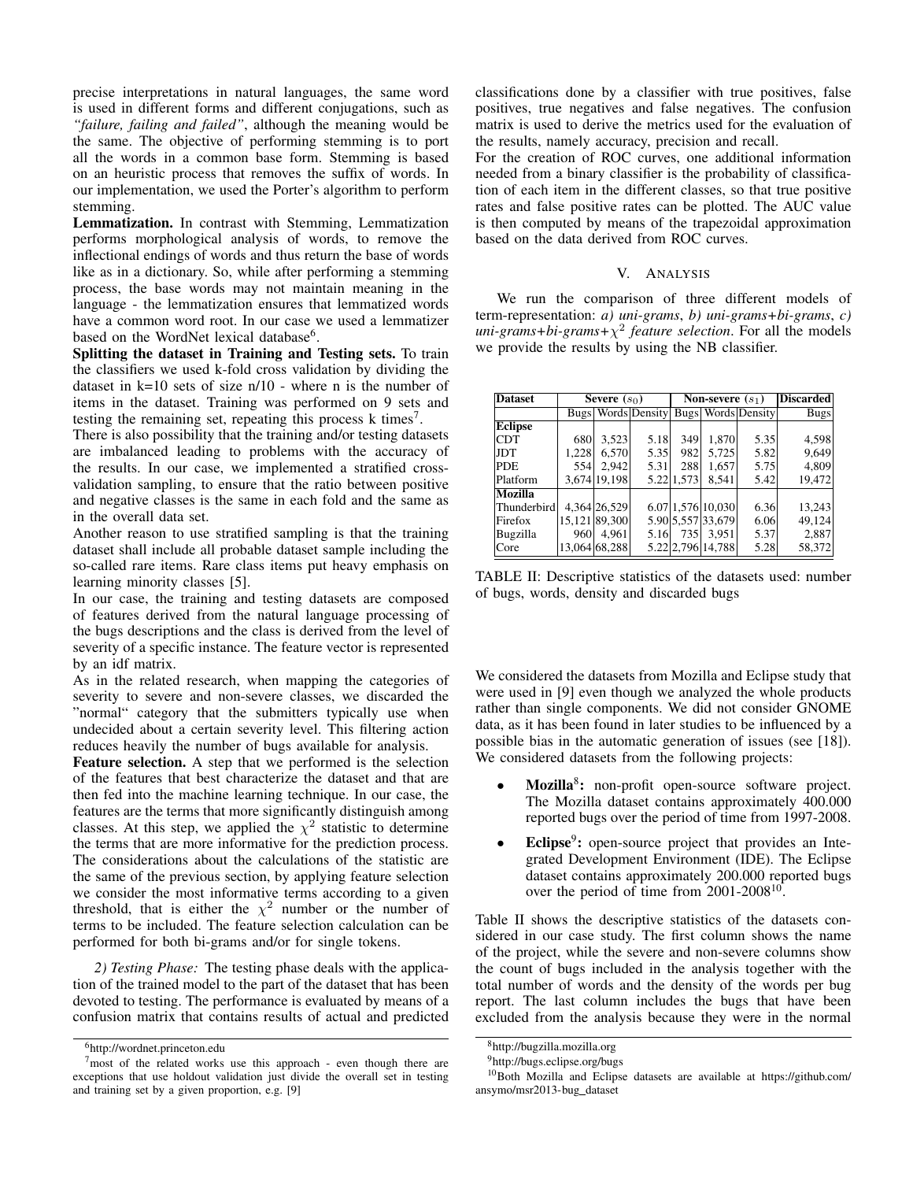precise interpretations in natural languages, the same word is used in different forms and different conjugations, such as *"failure, failing and failed"*, although the meaning would be the same. The objective of performing stemming is to port all the words in a common base form. Stemming is based on an heuristic process that removes the suffix of words. In our implementation, we used the Porter's algorithm to perform stemming.

**Lemmatization.** In contrast with Stemming, Lemmatization performs morphological analysis of words, to remove the inflectional endings of words and thus return the base of words like as in a dictionary. So, while after performing a stemming process, the base words may not maintain meaning in the language - the lemmatization ensures that lemmatized words have a common word root. In our case we used a lemmatizer based on the WordNet lexical database[6].

**Splitting the dataset in Training and Testing sets.** To train the classifiers we used k-fold cross validation by dividing the dataset in k=10 sets of size n/10 - where n is the number of items in the dataset. Training was performed on 9 sets and testing the remaining set, repeating this process k times[7].

There is also possibility that the training and/or testing datasets are imbalanced leading to problems with the accuracy of the results. In our case, we implemented a stratified cross-validation sampling, to ensure that the ratio between positive and negative classes is the same in each fold and the same as in the overall data set.

Another reason to use stratified sampling is that the training dataset shall include all probable dataset sample including the so-called rare items. Rare class items put heavy emphasis on learning minority classes [5].

In our case, the training and testing datasets are composed of features derived from the natural language processing of the bugs descriptions and the class is derived from the level of severity of a specific instance. The feature vector is represented by an idf matrix.

As in the related research, when mapping the categories of severity to severe and non-severe classes, we discarded the "normal" category that the submitters typically use when undecided about a certain severity level. This filtering action reduces heavily the number of bugs available for analysis.

**Feature selection.** A step that we performed is the selection of the features that best characterize the dataset and that are then fed into the machine learning technique. In our case, the features are the terms that more significantly distinguish among classes. At this step, we applied the $\chi^2$ statistic to determine the terms that are more informative for the prediction process. The considerations about the calculations of the statistic are the same of the previous section, by applying feature selection we consider the most informative terms according to a given threshold, that is either the $\chi^2$ number or the number of terms to be included. The feature selection calculation can be performed for both bi-grams and/or for single tokens.

*2) Testing Phase:* The testing phase deals with the application of the trained model to the part of the dataset that has been devoted to testing. The performance is evaluated by means of a confusion matrix that contains results of actual and predicted classifications done by a classifier with true positives, false positives, true negatives and false negatives. The confusion matrix is used to derive the metrics used for the evaluation of the results, namely accuracy, precision and recall.

For the creation of ROC curves, one additional information needed from a binary classifier is the probability of classification of each item in the different classes, so that true positive rates and false positive rates can be plotted. The AUC value is then computed by means of the trapezoidal approximation based on the data derived from ROC curves.

## V. Analysis

We run the comparison of three different models of term-representation: *a) uni-grams*, *b) uni-grams+bi-grams*, *c) uni-grams+bi-grams+$\chi^2$ feature selection*. For all the models we provide the results by using the NB classifier.

| Dataset | Severe ($s_0$) | | | Non-severe ($s_1$) | | | Discarded |
|---|---|---|---|---|---|---|---|
| | Bugs | Words | Density | Bugs | Words | Density | Bugs |
| **Eclipse** | | | | | | | |
| CDT | 680 | 3,523 | 5.18 | 349 | 1,870 | 5.35 | 4,598 |
| JDT | 1,228 | 6,570 | 5.35 | 982 | 5,725 | 5.82 | 9,649 |
| PDE | 554 | 2,942 | 5.31 | 288 | 1,657 | 5.75 | 4,809 |
| Platform | 3,674 | 19,198 | 5.22 | 1,573 | 8,541 | 5.42 | 19,472 |
| **Mozilla** | | | | | | | |
| Thunderbird | 4,364 | 26,529 | 6.07 | 1,576 | 10,030 | 6.36 | 13,243 |
| Firefox | 15,121 | 89,300 | 5.90 | 5,557 | 33,679 | 6.06 | 49,124 |
| Bugzilla | 960 | 4,961 | 5.16 | 735 | 3,951 | 5.37 | 2,887 |
| Core | 13,064 | 68,288 | 5.22 | 2,796 | 14,788 | 5.28 | 58,372 |

TABLE II: Descriptive statistics of the datasets used: number of bugs, words, density and discarded bugs

We considered the datasets from Mozilla and Eclipse study that were used in [9] even though we analyzed the whole products rather than single components. We did not consider GNOME data, as it has been found in later studies to be influenced by a possible bias in the automatic generation of issues (see [18]). We considered datasets from the following projects:

- **Mozilla**[8]**:** non-profit open-source software project. The Mozilla dataset contains approximately 400.000 reported bugs over the period of time from 1997-2008.
- **Eclipse**[9]**:** open-source project that provides an Integrated Development Environment (IDE). The Eclipse dataset contains approximately 200.000 reported bugs over the period of time from 2001-2008[10].

Table II shows the descriptive statistics of the datasets considered in our case study. The first column shows the name of the project, while the severe and non-severe columns show the count of bugs included in the analysis together with the total number of words and the density of the words per bug report. The last column includes the bugs that have been excluded from the analysis because they were in the normal

[6] http://wordnet.princeton.edu

[7] most of the related works use this approach - even though there are exceptions that use holdout validation just divide the overall set in testing and training set by a given proportion, e.g. [9]

[8] http://bugzilla.mozilla.org

[9] http://bugs.eclipse.org/bugs

[10] Both Mozilla and Eclipse datasets are available at https://github.com/ansymo/msr2013-bug_dataset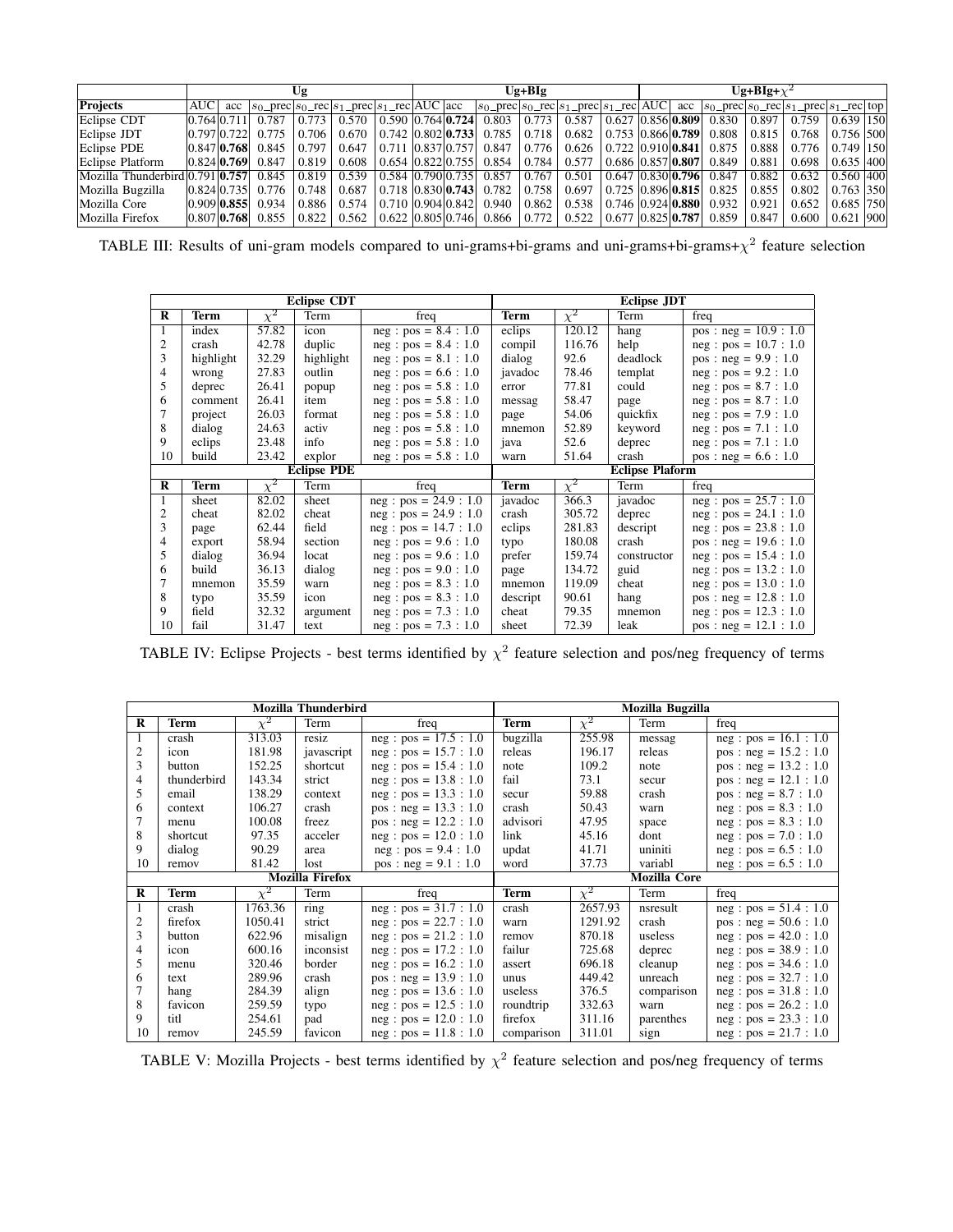| | Ug | | | | | | Ug+BIg | | | | | | Ug+BIg+$\chi^2$ | | | | | | |
|---|---|---|---|---|---|---|---|---|---|---|---|---|---|---|---|---|---|---|---|
| **Projects** | AUC | acc | $s_0$_prec | $s_0$_rec | $s_1$_prec | $s_1$_rec | AUC | acc | $s_0$_prec | $s_0$_rec | $s_1$_prec | $s_1$_rec | AUC | acc | $s_0$_prec | $s_0$_rec | $s_1$_prec | $s_1$_rec | top |
| Eclipse CDT | 0.764 | 0.711 | 0.787 | 0.773 | 0.570 | 0.590 | 0.764 | **0.724** | 0.803 | 0.773 | 0.587 | 0.627 | 0.856 | **0.809** | 0.830 | 0.897 | 0.759 | 0.639 | 150 |
| Eclipse JDT | 0.797 | 0.722 | 0.775 | 0.706 | 0.670 | 0.742 | 0.802 | **0.733** | 0.785 | 0.718 | 0.682 | 0.753 | 0.866 | **0.789** | 0.808 | 0.815 | 0.768 | 0.756 | 500 |
| Eclipse PDE | 0.847 | **0.768** | 0.845 | 0.797 | 0.647 | 0.711 | 0.837 | 0.757 | 0.847 | 0.776 | 0.626 | 0.722 | 0.910 | **0.841** | 0.875 | 0.888 | 0.776 | 0.749 | 150 |
| Eclipse Platform | 0.824 | **0.769** | 0.847 | 0.819 | 0.608 | 0.654 | 0.822 | 0.755 | 0.854 | 0.784 | 0.577 | 0.686 | 0.857 | **0.807** | 0.849 | 0.881 | 0.698 | 0.635 | 400 |
| Mozilla Thunderbird | 0.791 | **0.757** | 0.845 | 0.819 | 0.539 | 0.584 | 0.790 | 0.735 | 0.857 | 0.767 | 0.501 | 0.647 | 0.830 | **0.796** | 0.847 | 0.882 | 0.632 | 0.560 | 400 |
| Mozilla Bugzilla | 0.824 | 0.735 | 0.776 | 0.748 | 0.687 | 0.718 | 0.830 | **0.743** | 0.782 | 0.758 | 0.697 | 0.725 | 0.896 | **0.815** | 0.825 | 0.855 | 0.802 | 0.763 | 350 |
| Mozilla Core | 0.909 | **0.855** | 0.934 | 0.886 | 0.574 | 0.710 | 0.904 | 0.842 | 0.940 | 0.862 | 0.538 | 0.746 | 0.924 | **0.880** | 0.932 | 0.921 | 0.652 | 0.685 | 750 |
| Mozilla Firefox | 0.807 | **0.768** | 0.855 | 0.822 | 0.562 | 0.622 | 0.805 | 0.746 | 0.866 | 0.772 | 0.522 | 0.677 | 0.825 | **0.787** | 0.859 | 0.847 | 0.600 | 0.621 | 900 |

TABLE III: Results of uni-gram models compared to uni-grams+bi-grams and uni-grams+bi-grams+$\chi^2$ feature selection

| | Eclipse CDT | | | | Eclipse JDT | | | |
|---|---|---|---|---|---|---|---|---|
| **R** | **Term** | $\chi^2$ | Term | freq | **Term** | $\chi^2$ | Term | freq |
| 1 | index | 57.82 | icon | neg : pos = 8.4 : 1.0 | eclips | 120.12 | hang | pos : neg = 10.9 : 1.0 |
| 2 | crash | 42.78 | duplic | neg : pos = 8.4 : 1.0 | compil | 116.76 | help | neg : pos = 10.7 : 1.0 |
| 3 | highlight | 32.29 | highlight | neg : pos = 8.1 : 1.0 | dialog | 92.6 | deadlock | pos : neg = 9.9 : 1.0 |
| 4 | wrong | 27.83 | outlin | neg : pos = 6.6 : 1.0 | javadoc | 78.46 | templat | neg : pos = 9.2 : 1.0 |
| 5 | deprec | 26.41 | popup | neg : pos = 5.8 : 1.0 | error | 77.81 | could | neg : pos = 8.7 : 1.0 |
| 6 | comment | 26.41 | item | neg : pos = 5.8 : 1.0 | messag | 58.47 | page | neg : pos = 8.7 : 1.0 |
| 7 | project | 26.03 | format | neg : pos = 5.8 : 1.0 | page | 54.06 | quickfix | neg : pos = 7.9 : 1.0 |
| 8 | dialog | 24.63 | activ | neg : pos = 5.8 : 1.0 | mnemon | 52.89 | keyword | neg : pos = 7.1 : 1.0 |
| 9 | eclips | 23.48 | info | neg : pos = 5.8 : 1.0 | java | 52.6 | deprec | neg : pos = 7.1 : 1.0 |
| 10 | build | 23.42 | explor | neg : pos = 5.8 : 1.0 | warn | 51.64 | crash | pos : neg = 6.6 : 1.0 |
| | **Eclipse PDE** | | | | **Eclipse Plaform** | | | |
| **R** | **Term** | $\chi^2$ | Term | freq | **Term** | $\chi^2$ | Term | freq |
| 1 | sheet | 82.02 | sheet | neg : pos = 24.9 : 1.0 | javadoc | 366.3 | javadoc | neg : pos = 25.7 : 1.0 |
| 2 | cheat | 82.02 | cheat | neg : pos = 24.9 : 1.0 | crash | 305.72 | deprec | neg : pos = 24.1 : 1.0 |
| 3 | page | 62.44 | field | neg : pos = 14.7 : 1.0 | eclips | 281.83 | descript | neg : pos = 23.8 : 1.0 |
| 4 | export | 58.94 | section | neg : pos = 9.6 : 1.0 | typo | 180.08 | crash | pos : neg = 19.6 : 1.0 |
| 5 | dialog | 36.94 | locat | neg : pos = 9.6 : 1.0 | prefer | 159.74 | constructor | neg : pos = 15.4 : 1.0 |
| 6 | build | 36.13 | dialog | neg : pos = 9.0 : 1.0 | page | 134.72 | guid | neg : pos = 13.2 : 1.0 |
| 7 | mnemon | 35.59 | warn | neg : pos = 8.3 : 1.0 | mnemon | 119.09 | cheat | neg : pos = 13.0 : 1.0 |
| 8 | typo | 35.59 | icon | neg : pos = 8.3 : 1.0 | descript | 90.61 | hang | pos : neg = 12.8 : 1.0 |
| 9 | field | 32.32 | argument | neg : pos = 7.3 : 1.0 | cheat | 79.35 | mnemon | neg : pos = 12.3 : 1.0 |
| 10 | fail | 31.47 | text | neg : pos = 7.3 : 1.0 | sheet | 72.39 | leak | pos : neg = 12.1 : 1.0 |

TABLE IV: Eclipse Projects - best terms identified by $\chi^2$ feature selection and pos/neg frequency of terms

| | Mozilla Thunderbird | | | | Mozilla Bugzilla | | | |
|---|---|---|---|---|---|---|---|---|
| **R** | **Term** | $\chi^2$ | Term | freq | **Term** | $\chi^2$ | Term | freq |
| 1 | crash | 313.03 | resiz | neg : pos = 17.5 : 1.0 | bugzilla | 255.98 | messag | neg : pos = 16.1 : 1.0 |
| 2 | icon | 181.98 | javascript | neg : pos = 15.7 : 1.0 | releas | 196.17 | releas | pos : neg = 15.2 : 1.0 |
| 3 | button | 152.25 | shortcut | neg : pos = 15.4 : 1.0 | note | 109.2 | note | pos : neg = 13.2 : 1.0 |
| 4 | thunderbird | 143.34 | strict | neg : pos = 13.8 : 1.0 | fail | 73.1 | secur | pos : neg = 12.1 : 1.0 |
| 5 | email | 138.29 | context | neg : pos = 13.3 : 1.0 | secur | 59.88 | crash | pos : neg = 8.7 : 1.0 |
| 6 | context | 106.27 | crash | pos : neg = 13.3 : 1.0 | crash | 50.43 | warn | neg : pos = 8.3 : 1.0 |
| 7 | menu | 100.08 | freez | pos : neg = 12.2 : 1.0 | advisori | 47.95 | space | neg : pos = 8.3 : 1.0 |
| 8 | shortcut | 97.35 | acceler | neg : pos = 12.0 : 1.0 | link | 45.16 | dont | neg : pos = 7.0 : 1.0 |
| 9 | dialog | 90.29 | area | neg : pos = 9.4 : 1.0 | updat | 41.71 | uniniti | neg : pos = 6.5 : 1.0 |
| 10 | remov | 81.42 | lost | pos : neg = 9.1 : 1.0 | word | 37.73 | variabl | neg : pos = 6.5 : 1.0 |
| | **Mozilla Firefox** | | | | **Mozilla Core** | | | |
| **R** | **Term** | $\chi^2$ | Term | freq | **Term** | $\chi^2$ | Term | freq |
| 1 | crash | 1763.36 | ring | neg : pos = 31.7 : 1.0 | crash | 2657.93 | nsresult | neg : pos = 51.4 : 1.0 |
| 2 | firefox | 1050.41 | strict | neg : pos = 22.7 : 1.0 | warn | 1291.92 | crash | pos : neg = 50.6 : 1.0 |
| 3 | button | 622.96 | misalign | neg : pos = 21.2 : 1.0 | remov | 870.18 | useless | neg : pos = 42.0 : 1.0 |
| 4 | icon | 600.16 | inconsist | neg : pos = 17.2 : 1.0 | failur | 725.68 | deprec | neg : pos = 38.9 : 1.0 |
| 5 | menu | 320.46 | border | neg : pos = 16.2 : 1.0 | assert | 696.18 | cleanup | neg : pos = 34.6 : 1.0 |
| 6 | text | 289.96 | crash | pos : neg = 13.9 : 1.0 | unus | 449.42 | unreach | neg : pos = 32.7 : 1.0 |
| 7 | hang | 284.39 | align | neg : pos = 13.6 : 1.0 | useless | 376.5 | comparison | neg : pos = 31.8 : 1.0 |
| 8 | favicon | 259.59 | typo | neg : pos = 12.5 : 1.0 | roundtrip | 332.63 | warn | neg : pos = 26.2 : 1.0 |
| 9 | titl | 254.61 | pad | neg : pos = 12.0 : 1.0 | firefox | 311.16 | parenthes | neg : pos = 23.3 : 1.0 |
| 10 | remov | 245.59 | favicon | neg : pos = 11.8 : 1.0 | comparison | 311.01 | sign | neg : pos = 21.7 : 1.0 |

TABLE V: Mozilla Projects - best terms identified by $\chi^2$ feature selection and pos/neg frequency of terms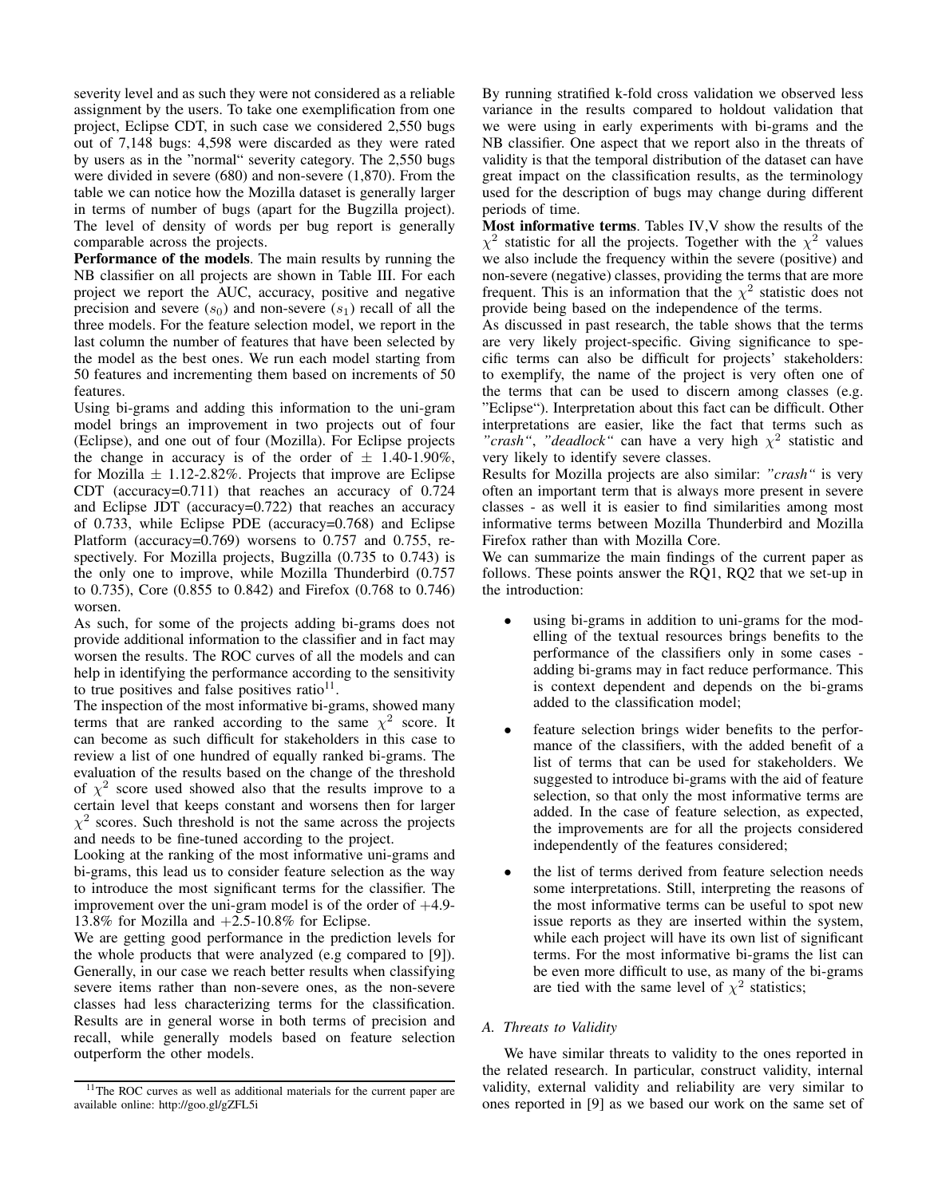severity level and as such they were not considered as a reliable assignment by the users. To take one exemplification from one project, Eclipse CDT, in such case we considered 2,550 bugs out of 7,148 bugs: 4,598 were discarded as they were rated by users as in the "normal" severity category. The 2,550 bugs were divided in severe (680) and non-severe (1,870). From the table we can notice how the Mozilla dataset is generally larger in terms of number of bugs (apart for the Bugzilla project). The level of density of words per bug report is generally comparable across the projects.

**Performance of the models**. The main results by running the NB classifier on all projects are shown in Table III. For each project we report the AUC, accuracy, positive and negative precision and severe ($s_0$) and non-severe ($s_1$) recall of all the three models. For the feature selection model, we report in the last column the number of features that have been selected by the model as the best ones. We run each model starting from 50 features and incrementing them based on increments of 50 features.

Using bi-grams and adding this information to the uni-gram model brings an improvement in two projects out of four (Eclipse), and one out of four (Mozilla). For Eclipse projects the change in accuracy is of the order of $\pm$ 1.40-1.90%, for Mozilla $\pm$ 1.12-2.82%. Projects that improve are Eclipse CDT (accuracy=0.711) that reaches an accuracy of 0.724 and Eclipse JDT (accuracy=0.722) that reaches an accuracy of 0.733, while Eclipse PDE (accuracy=0.768) and Eclipse Platform (accuracy=0.769) worsens to 0.757 and 0.755, respectively. For Mozilla projects, Bugzilla (0.735 to 0.743) is the only one to improve, while Mozilla Thunderbird (0.757 to 0.735), Core (0.855 to 0.842) and Firefox (0.768 to 0.746) worsen.

As such, for some of the projects adding bi-grams does not provide additional information to the classifier and in fact may worsen the results. The ROC curves of all the models and can help in identifying the performance according to the sensitivity to true positives and false positives ratio[11].

The inspection of the most informative bi-grams, showed many terms that are ranked according to the same $\chi^2$ score. It can become as such difficult for stakeholders in this case to review a list of one hundred of equally ranked bi-grams. The evaluation of the results based on the change of the threshold of $\chi^2$ score used showed also that the results improve to a certain level that keeps constant and worsens then for larger $\chi^2$ scores. Such threshold is not the same across the projects and needs to be fine-tuned according to the project.

Looking at the ranking of the most informative uni-grams and bi-grams, this lead us to consider feature selection as the way to introduce the most significant terms for the classifier. The improvement over the uni-gram model is of the order of +4.9-13.8% for Mozilla and +2.5-10.8% for Eclipse.

We are getting good performance in the prediction levels for the whole products that were analyzed (e.g compared to [9]). Generally, in our case we reach better results when classifying severe items rather than non-severe ones, as the non-severe classes had less characterizing terms for the classification. Results are in general worse in both terms of precision and recall, while generally models based on feature selection outperform the other models.

By running stratified k-fold cross validation we observed less variance in the results compared to holdout validation that we were using in early experiments with bi-grams and the NB classifier. One aspect that we report also in the threats of validity is that the temporal distribution of the dataset can have great impact on the classification results, as the terminology used for the description of bugs may change during different periods of time.

**Most informative terms**. Tables IV,V show the results of the $\chi^2$ statistic for all the projects. Together with the $\chi^2$ values we also include the frequency within the severe (positive) and non-severe (negative) classes, providing the terms that are more frequent. This is an information that the $\chi^2$ statistic does not provide being based on the independence of the terms.

As discussed in past research, the table shows that the terms are very likely project-specific. Giving significance to specific terms can also be difficult for projects' stakeholders: to exemplify, the name of the project is very often one of the terms that can be used to discern among classes (e.g. "Eclipse"). Interpretation about this fact can be difficult. Other interpretations are easier, like the fact that terms such as *"crash"*, *"deadlock"* can have a very high $\chi^2$ statistic and very likely to identify severe classes.

Results for Mozilla projects are also similar: *"crash"* is very often an important term that is always more present in severe classes - as well it is easier to find similarities among most informative terms between Mozilla Thunderbird and Mozilla Firefox rather than with Mozilla Core.

We can summarize the main findings of the current paper as follows. These points answer the RQ1, RQ2 that we set-up in the introduction:

- using bi-grams in addition to uni-grams for the modelling of the textual resources brings benefits to the performance of the classifiers only in some cases - adding bi-grams may in fact reduce performance. This is context dependent and depends on the bi-grams added to the classification model;
- feature selection brings wider benefits to the performance of the classifiers, with the added benefit of a list of terms that can be used for stakeholders. We suggested to introduce bi-grams with the aid of feature selection, so that only the most informative terms are added. In the case of feature selection, as expected, the improvements are for all the projects considered independently of the features considered;
- the list of terms derived from feature selection needs some interpretations. Still, interpreting the reasons of the most informative terms can be useful to spot new issue reports as they are inserted within the system, while each project will have its own list of significant terms. For the most informative bi-grams the list can be even more difficult to use, as many of the bi-grams are tied with the same level of $\chi^2$ statistics;

### A. Threats to Validity

We have similar threats to validity to the ones reported in the related research. In particular, construct validity, internal validity, external validity and reliability are very similar to ones reported in [9] as we based our work on the same set of

[11] The ROC curves as well as additional materials for the current paper are available online: http://goo.gl/gZFL5i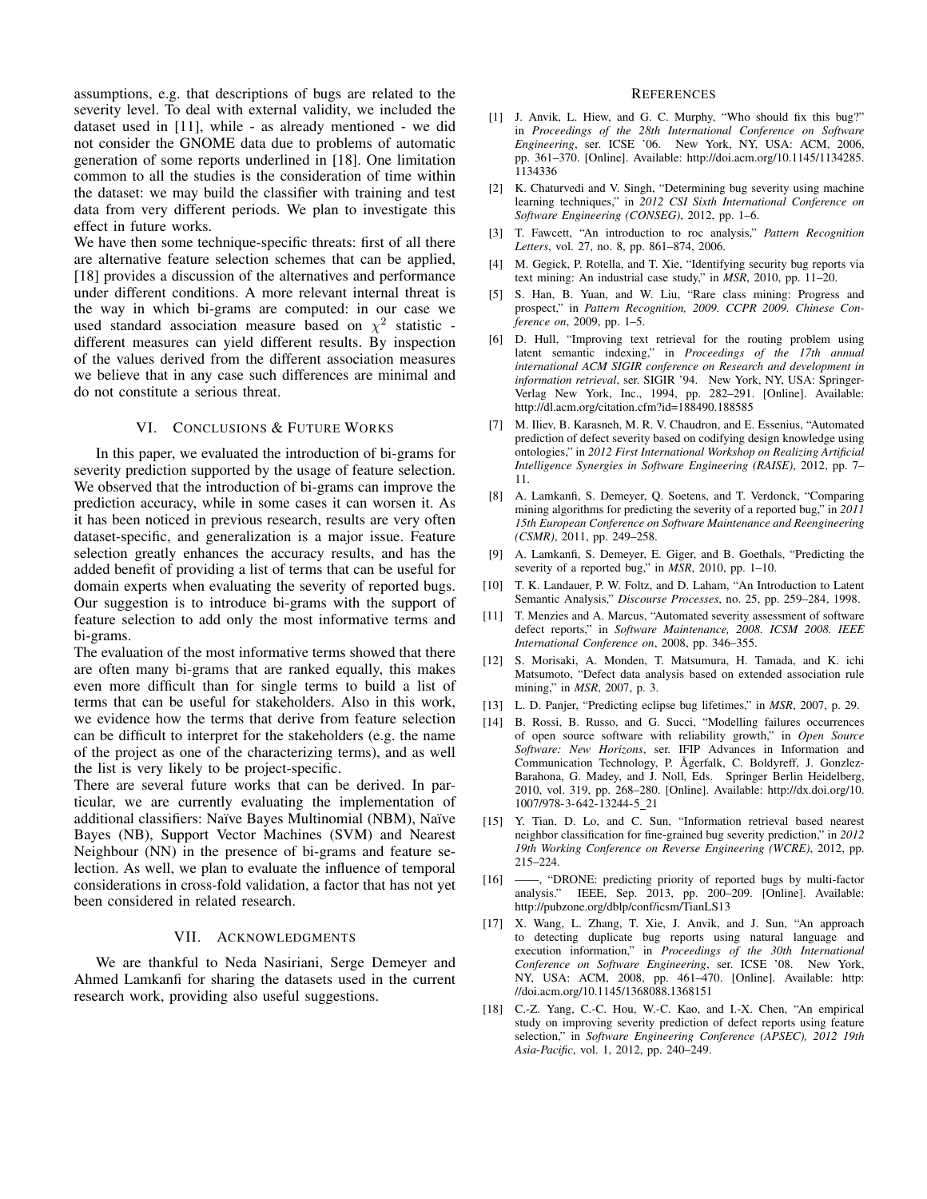assumptions, e.g. that descriptions of bugs are related to the severity level. To deal with external validity, we included the dataset used in [11], while - as already mentioned - we did not consider the GNOME data due to problems of automatic generation of some reports underlined in [18]. One limitation common to all the studies is the consideration of time within the dataset: we may build the classifier with training and test data from very different periods. We plan to investigate this effect in future works.

We have then some technique-specific threats: first of all there are alternative feature selection schemes that can be applied, [18] provides a discussion of the alternatives and performance under different conditions. A more relevant internal threat is the way in which bi-grams are computed: in our case we used standard association measure based on $\chi^2$ statistic - different measures can yield different results. By inspection of the values derived from the different association measures we believe that in any case such differences are minimal and do not constitute a serious threat.

## VI. Conclusions & Future Works

In this paper, we evaluated the introduction of bi-grams for severity prediction supported by the usage of feature selection. We observed that the introduction of bi-grams can improve the prediction accuracy, while in some cases it can worsen it. As it has been noticed in previous research, results are very often dataset-specific, and generalization is a major issue. Feature selection greatly enhances the accuracy results, and has the added benefit of providing a list of terms that can be useful for domain experts when evaluating the severity of reported bugs. Our suggestion is to introduce bi-grams with the support of feature selection to add only the most informative terms and bi-grams.

The evaluation of the most informative terms showed that there are often many bi-grams that are ranked equally, this makes even more difficult than for single terms to build a list of terms that can be useful for stakeholders. Also in this work, we evidence how the terms that derive from feature selection can be difficult to interpret for the stakeholders (e.g. the name of the project as one of the characterizing terms), and as well the list is very likely to be project-specific.

There are several future works that can be derived. In particular, we are currently evaluating the implementation of additional classifiers: Naïve Bayes Multinomial (NBM), Naïve Bayes (NB), Support Vector Machines (SVM) and Nearest Neighbour (NN) in the presence of bi-grams and feature selection. As well, we plan to evaluate the influence of temporal considerations in cross-fold validation, a factor that has not yet been considered in related research.

## VII. Acknowledgments

We are thankful to Neda Nasiriani, Serge Demeyer and Ahmed Lamkanfi for sharing the datasets used in the current research work, providing also useful suggestions.

## References

[1] J. Anvik, L. Hiew, and G. C. Murphy, "Who should fix this bug?" in *Proceedings of the 28th International Conference on Software Engineering*, ser. ICSE '06. New York, NY, USA: ACM, 2006, pp. 361–370. [Online]. Available: http://doi.acm.org/10.1145/1134285.1134336

[2] K. Chaturvedi and V. Singh, "Determining bug severity using machine learning techniques," in *2012 CSI Sixth International Conference on Software Engineering (CONSEG)*, 2012, pp. 1–6.

[3] T. Fawcett, "An introduction to roc analysis," *Pattern Recognition Letters*, vol. 27, no. 8, pp. 861–874, 2006.

[4] M. Gegick, P. Rotella, and T. Xie, "Identifying security bug reports via text mining: An industrial case study," in *MSR*, 2010, pp. 11–20.

[5] S. Han, B. Yuan, and W. Liu, "Rare class mining: Progress and prospect," in *Pattern Recognition, 2009. CCPR 2009. Chinese Conference on*, 2009, pp. 1–5.

[6] D. Hull, "Improving text retrieval for the routing problem using latent semantic indexing," in *Proceedings of the 17th annual international ACM SIGIR conference on Research and development in information retrieval*, ser. SIGIR '94. New York, NY, USA: Springer-Verlag New York, Inc., 1994, pp. 282–291. [Online]. Available: http://dl.acm.org/citation.cfm?id=188490.188585

[7] M. Iliev, B. Karasneh, M. R. V. Chaudron, and E. Essenius, "Automated prediction of defect severity based on codifying design knowledge using ontologies," in *2012 First International Workshop on Realizing Artificial Intelligence Synergies in Software Engineering (RAISE)*, 2012, pp. 7–11.

[8] A. Lamkanfi, S. Demeyer, Q. Soetens, and T. Verdonck, "Comparing mining algorithms for predicting the severity of a reported bug," in *2011 15th European Conference on Software Maintenance and Reengineering (CSMR)*, 2011, pp. 249–258.

[9] A. Lamkanfi, S. Demeyer, E. Giger, and B. Goethals, "Predicting the severity of a reported bug," in *MSR*, 2010, pp. 1–10.

[10] T. K. Landauer, P. W. Foltz, and D. Laham, "An Introduction to Latent Semantic Analysis," *Discourse Processes*, no. 25, pp. 259–284, 1998.

[11] T. Menzies and A. Marcus, "Automated severity assessment of software defect reports," in *Software Maintenance, 2008. ICSM 2008. IEEE International Conference on*, 2008, pp. 346–355.

[12] S. Morisaki, A. Monden, T. Matsumura, H. Tamada, and K. ichi Matsumoto, "Defect data analysis based on extended association rule mining," in *MSR*, 2007, p. 3.

[13] L. D. Panjer, "Predicting eclipse bug lifetimes," in *MSR*, 2007, p. 29.

[14] B. Rossi, B. Russo, and G. Succi, "Modelling failures occurrences of open source software with reliability growth," in *Open Source Software: New Horizons*, ser. IFIP Advances in Information and Communication Technology, P. Ågerfalk, C. Boldyreff, J. Gonzlez-Barahona, G. Madey, and J. Noll, Eds. Springer Berlin Heidelberg, 2010, vol. 319, pp. 268–280. [Online]. Available: http://dx.doi.org/10.1007/978-3-642-13244-5_21

[15] Y. Tian, D. Lo, and C. Sun, "Information retrieval based nearest neighbor classification for fine-grained bug severity prediction," in *2012 19th Working Conference on Reverse Engineering (WCRE)*, 2012, pp. 215–224.

[16] ——, "DRONE: predicting priority of reported bugs by multi-factor analysis." IEEE, Sep. 2013, pp. 200–209. [Online]. Available: http://pubzone.org/dblp/conf/icsm/TianLS13

[17] X. Wang, L. Zhang, T. Xie, J. Anvik, and J. Sun, "An approach to detecting duplicate bug reports using natural language and execution information," in *Proceedings of the 30th International Conference on Software Engineering*, ser. ICSE '08. New York, NY, USA: ACM, 2008, pp. 461–470. [Online]. Available: http://doi.acm.org/10.1145/1368088.1368151

[18] C.-Z. Yang, C.-C. Hou, W.-C. Kao, and I.-X. Chen, "An empirical study on improving severity prediction of defect reports using feature selection," in *Software Engineering Conference (APSEC), 2012 19th Asia-Pacific*, vol. 1, 2012, pp. 240–249.